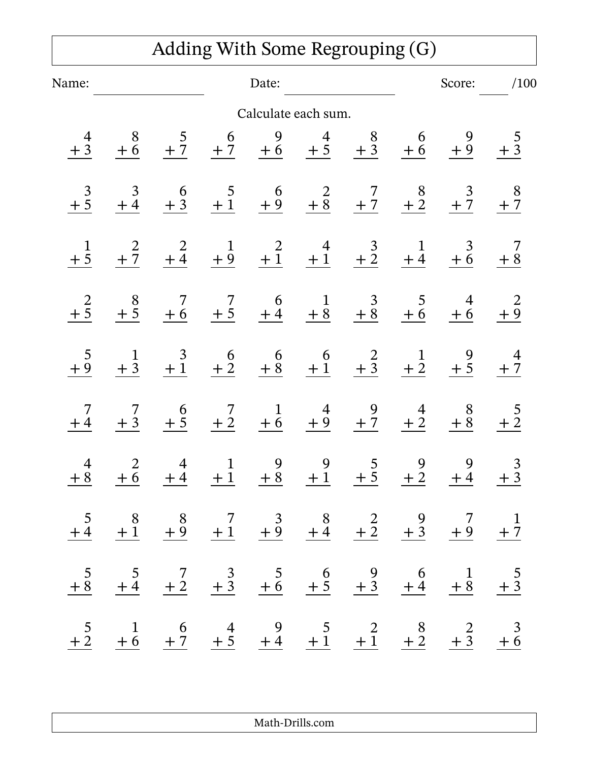# Adding With Some Regrouping (G)

Name: ________________ Date: ________________ Score: ____ /100

Calculate each sum.

| | | | | | | | | | |
|---|---|---|---|---|---|---|---|---|---|
| $4 + 3$ | $8 + 6$ | $5 + 7$ | $6 + 7$ | $9 + 6$ | $4 + 5$ | $8 + 3$ | $6 + 6$ | $9 + 9$ | $5 + 3$ |
| $3 + 5$ | $3 + 4$ | $6 + 3$ | $5 + 1$ | $6 + 9$ | $2 + 8$ | $7 + 7$ | $8 + 2$ | $3 + 7$ | $8 + 7$ |
| $1 + 5$ | $2 + 7$ | $2 + 4$ | $1 + 9$ | $2 + 1$ | $4 + 1$ | $3 + 2$ | $1 + 4$ | $3 + 6$ | $7 + 8$ |
| $2 + 5$ | $8 + 5$ | $7 + 6$ | $7 + 5$ | $6 + 4$ | $1 + 8$ | $3 + 8$ | $5 + 6$ | $4 + 6$ | $2 + 9$ |
| $5 + 9$ | $1 + 3$ | $3 + 1$ | $6 + 2$ | $6 + 8$ | $6 + 1$ | $2 + 3$ | $1 + 2$ | $9 + 5$ | $4 + 7$ |
| $7 + 4$ | $7 + 3$ | $6 + 5$ | $7 + 2$ | $1 + 6$ | $4 + 9$ | $9 + 7$ | $4 + 2$ | $8 + 8$ | $5 + 2$ |
| $4 + 8$ | $2 + 6$ | $4 + 4$ | $1 + 1$ | $9 + 8$ | $9 + 1$ | $5 + 5$ | $9 + 2$ | $9 + 4$ | $3 + 3$ |
| $5 + 4$ | $8 + 1$ | $8 + 9$ | $7 + 1$ | $3 + 9$ | $8 + 4$ | $2 + 2$ | $9 + 3$ | $7 + 9$ | $1 + 7$ |
| $5 + 8$ | $5 + 4$ | $7 + 2$ | $3 + 3$ | $5 + 6$ | $6 + 5$ | $9 + 3$ | $6 + 4$ | $1 + 8$ | $5 + 3$ |
| $5 + 2$ | $1 + 6$ | $6 + 7$ | $4 + 5$ | $9 + 4$ | $5 + 1$ | $2 + 1$ | $8 + 2$ | $2 + 3$ | $3 + 6$ |

Math-Drills.com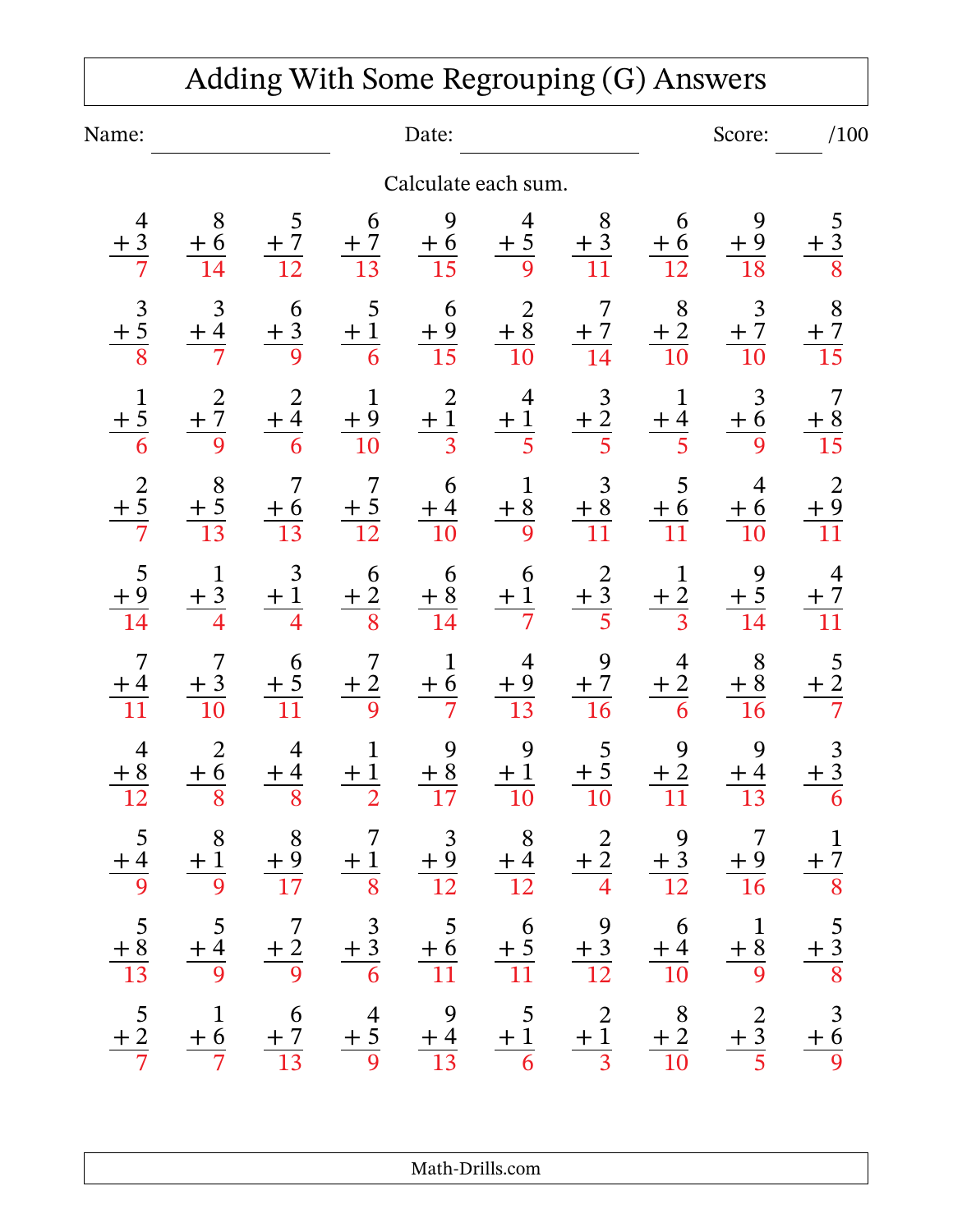# Adding With Some Regrouping (G) Answers

Name: ________ Date: ________ Score: ____ /100

Calculate each sum.

| | | | | | | | | | |
|---|---|---|---|---|---|---|---|---|---|
| 4 + 3 = 7 | 8 + 6 = 14 | 5 + 7 = 12 | 6 + 7 = 13 | 9 + 6 = 15 | 4 + 5 = 9 | 8 + 3 = 11 | 6 + 6 = 12 | 9 + 9 = 18 | 5 + 3 = 8 |
| 3 + 5 = 8 | 3 + 4 = 7 | 6 + 3 = 9 | 5 + 1 = 6 | 6 + 9 = 15 | 2 + 8 = 10 | 7 + 7 = 14 | 8 + 2 = 10 | 3 + 7 = 10 | 8 + 7 = 15 |
| 1 + 5 = 6 | 2 + 7 = 9 | 2 + 4 = 6 | 1 + 9 = 10 | 2 + 1 = 3 | 4 + 1 = 5 | 3 + 2 = 5 | 1 + 4 = 5 | 3 + 6 = 9 | 7 + 8 = 15 |
| 2 + 5 = 7 | 8 + 5 = 13 | 7 + 6 = 13 | 7 + 5 = 12 | 6 + 4 = 10 | 1 + 8 = 9 | 3 + 8 = 11 | 5 + 6 = 11 | 4 + 6 = 10 | 2 + 9 = 11 |
| 5 + 9 = 14 | 1 + 3 = 4 | 3 + 1 = 4 | 6 + 2 = 8 | 6 + 8 = 14 | 6 + 1 = 7 | 2 + 3 = 5 | 1 + 2 = 3 | 9 + 5 = 14 | 4 + 7 = 11 |
| 7 + 4 = 11 | 7 + 3 = 10 | 6 + 5 = 11 | 7 + 2 = 9 | 1 + 6 = 7 | 4 + 9 = 13 | 9 + 7 = 16 | 4 + 2 = 6 | 8 + 8 = 16 | 5 + 2 = 7 |
| 4 + 8 = 12 | 2 + 6 = 8 | 4 + 4 = 8 | 1 + 1 = 2 | 9 + 8 = 17 | 9 + 1 = 10 | 5 + 5 = 10 | 9 + 2 = 11 | 9 + 4 = 13 | 3 + 3 = 6 |
| 5 + 4 = 9 | 8 + 1 = 9 | 8 + 9 = 17 | 7 + 1 = 8 | 3 + 9 = 12 | 8 + 4 = 12 | 2 + 2 = 4 | 9 + 3 = 12 | 7 + 9 = 16 | 1 + 7 = 8 |
| 5 + 8 = 13 | 5 + 4 = 9 | 7 + 2 = 9 | 3 + 3 = 6 | 5 + 6 = 11 | 6 + 5 = 11 | 9 + 3 = 12 | 6 + 4 = 10 | 1 + 8 = 9 | 5 + 3 = 8 |
| 5 + 2 = 7 | 1 + 6 = 7 | 6 + 7 = 13 | 4 + 5 = 9 | 9 + 4 = 13 | 5 + 1 = 6 | 2 + 1 = 3 | 8 + 2 = 10 | 2 + 3 = 5 | 3 + 6 = 9 |

Math-Drills.com